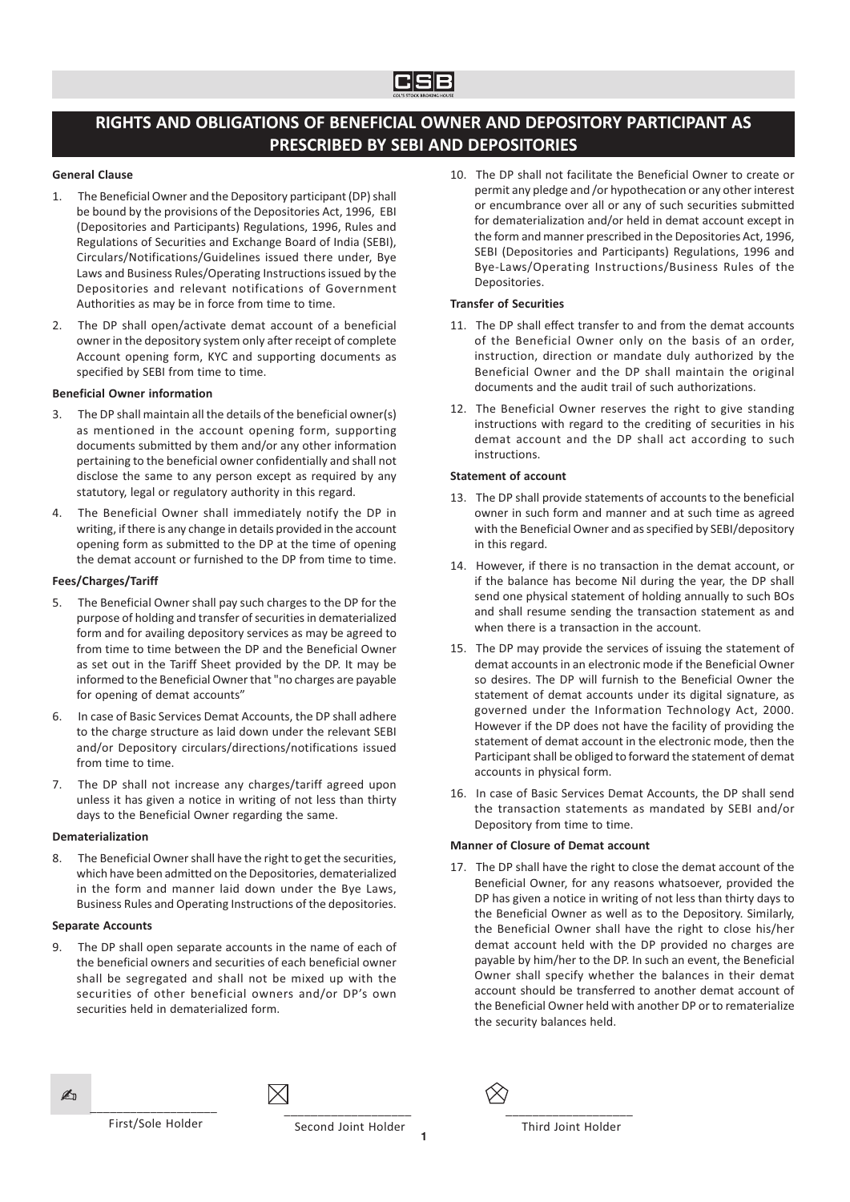# RIGHTS AND OBLIGATIONS OF BENEFICIAL OWNER AND DEPOSITORY PARTICIPANT AS PRESCRIBED BY SEBI AND DEPOSITORIES

**General Clause**

1. The Beneficial Owner and the Depository participant (DP) shall be bound by the provisions of the Depositories Act, 1996, EBI (Depositories and Participants) Regulations, 1996, Rules and Regulations of Securities and Exchange Board of India (SEBI), Circulars/Notifications/Guidelines issued there under, Bye Laws and Business Rules/Operating Instructions issued by the Depositories and relevant notifications of Government Authorities as may be in force from time to time.

2. The DP shall open/activate demat account of a beneficial owner in the depository system only after receipt of complete Account opening form, KYC and supporting documents as specified by SEBI from time to time.

**Beneficial Owner information**

3. The DP shall maintain all the details of the beneficial owner(s) as mentioned in the account opening form, supporting documents submitted by them and/or any other information pertaining to the beneficial owner confidentially and shall not disclose the same to any person except as required by any statutory, legal or regulatory authority in this regard.

4. The Beneficial Owner shall immediately notify the DP in writing, if there is any change in details provided in the account opening form as submitted to the DP at the time of opening the demat account or furnished to the DP from time to time.

**Fees/Charges/Tariff**

5. The Beneficial Owner shall pay such charges to the DP for the purpose of holding and transfer of securities in dematerialized form and for availing depository services as may be agreed to from time to time between the DP and the Beneficial Owner as set out in the Tariff Sheet provided by the DP. It may be informed to the Beneficial Owner that "no charges are payable for opening of demat accounts"

6. In case of Basic Services Demat Accounts, the DP shall adhere to the charge structure as laid down under the relevant SEBI and/or Depository circulars/directions/notifications issued from time to time.

7. The DP shall not increase any charges/tariff agreed upon unless it has given a notice in writing of not less than thirty days to the Beneficial Owner regarding the same.

**Dematerialization**

8. The Beneficial Owner shall have the right to get the securities, which have been admitted on the Depositories, dematerialized in the form and manner laid down under the Bye Laws, Business Rules and Operating Instructions of the depositories.

**Separate Accounts**

9. The DP shall open separate accounts in the name of each of the beneficial owners and securities of each beneficial owner shall be segregated and shall not be mixed up with the securities of other beneficial owners and/or DP's own securities held in dematerialized form.

10. The DP shall not facilitate the Beneficial Owner to create or permit any pledge and /or hypothecation or any other interest or encumbrance over all or any of such securities submitted for dematerialization and/or held in demat account except in the form and manner prescribed in the Depositories Act, 1996, SEBI (Depositories and Participants) Regulations, 1996 and Bye-Laws/Operating Instructions/Business Rules of the Depositories.

**Transfer of Securities**

11. The DP shall effect transfer to and from the demat accounts of the Beneficial Owner only on the basis of an order, instruction, direction or mandate duly authorized by the Beneficial Owner and the DP shall maintain the original documents and the audit trail of such authorizations.

12. The Beneficial Owner reserves the right to give standing instructions with regard to the crediting of securities in his demat account and the DP shall act according to such instructions.

**Statement of account**

13. The DP shall provide statements of accounts to the beneficial owner in such form and manner and at such time as agreed with the Beneficial Owner and as specified by SEBI/depository in this regard.

14. However, if there is no transaction in the demat account, or if the balance has become Nil during the year, the DP shall send one physical statement of holding annually to such BOs and shall resume sending the transaction statement as and when there is a transaction in the account.

15. The DP may provide the services of issuing the statement of demat accounts in an electronic mode if the Beneficial Owner so desires. The DP will furnish to the Beneficial Owner the statement of demat accounts under its digital signature, as governed under the Information Technology Act, 2000. However if the DP does not have the facility of providing the statement of demat account in the electronic mode, then the Participant shall be obliged to forward the statement of demat accounts in physical form.

16. In case of Basic Services Demat Accounts, the DP shall send the transaction statements as mandated by SEBI and/or Depository from time to time.

**Manner of Closure of Demat account**

17. The DP shall have the right to close the demat account of the Beneficial Owner, for any reasons whatsoever, provided the DP has given a notice in writing of not less than thirty days to the Beneficial Owner as well as to the Depository. Similarly, the Beneficial Owner shall have the right to close his/her demat account held with the DP provided no charges are payable by him/her to the DP. In such an event, the Beneficial Owner shall specify whether the balances in their demat account should be transferred to another demat account of the Beneficial Owner held with another DP or to rematerialize the security balances held.

| ____________________ | ____________________ | ____________________ |
|---|---|---|
| First/Sole Holder | Second Joint Holder | Third Joint Holder |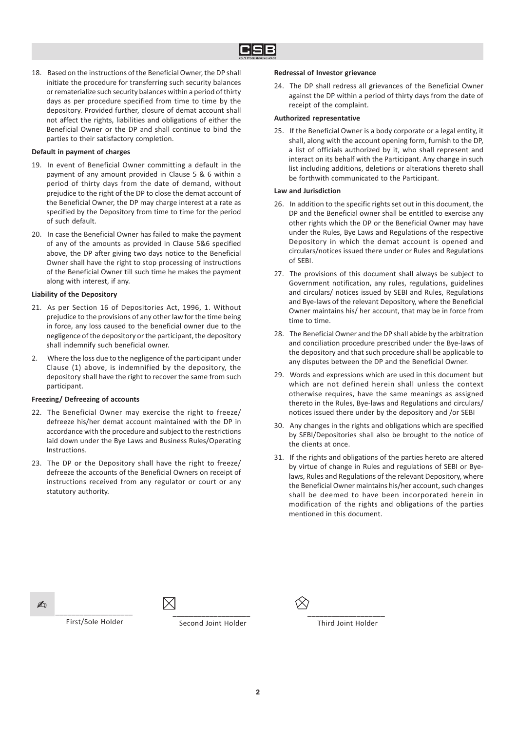18. Based on the instructions of the Beneficial Owner, the DP shall initiate the procedure for transferring such security balances or rematerialize such security balances within a period of thirty days as per procedure specified from time to time by the depository. Provided further, closure of demat account shall not affect the rights, liabilities and obligations of either the Beneficial Owner or the DP and shall continue to bind the parties to their satisfactory completion.

**Default in payment of charges**

19. In event of Beneficial Owner committing a default in the payment of any amount provided in Clause 5 & 6 within a period of thirty days from the date of demand, without prejudice to the right of the DP to close the demat account of the Beneficial Owner, the DP may charge interest at a rate as specified by the Depository from time to time for the period of such default.

20. In case the Beneficial Owner has failed to make the payment of any of the amounts as provided in Clause 5&6 specified above, the DP after giving two days notice to the Beneficial Owner shall have the right to stop processing of instructions of the Beneficial Owner till such time he makes the payment along with interest, if any.

**Liability of the Depository**

21. As per Section 16 of Depositories Act, 1996, 1. Without prejudice to the provisions of any other law for the time being in force, any loss caused to the beneficial owner due to the negligence of the depository or the participant, the depository shall indemnify such beneficial owner.

2. Where the loss due to the negligence of the participant under Clause (1) above, is indemnified by the depository, the depository shall have the right to recover the same from such participant.

**Freezing/ Defreezing of accounts**

22. The Beneficial Owner may exercise the right to freeze/ defreeze his/her demat account maintained with the DP in accordance with the procedure and subject to the restrictions laid down under the Bye Laws and Business Rules/Operating Instructions.

23. The DP or the Depository shall have the right to freeze/ defreeze the accounts of the Beneficial Owners on receipt of instructions received from any regulator or court or any statutory authority.

**Redressal of Investor grievance**

24. The DP shall redress all grievances of the Beneficial Owner against the DP within a period of thirty days from the date of receipt of the complaint.

**Authorized representative**

25. If the Beneficial Owner is a body corporate or a legal entity, it shall, along with the account opening form, furnish to the DP, a list of officials authorized by it, who shall represent and interact on its behalf with the Participant. Any change in such list including additions, deletions or alterations thereto shall be forthwith communicated to the Participant.

**Law and Jurisdiction**

26. In addition to the specific rights set out in this document, the DP and the Beneficial owner shall be entitled to exercise any other rights which the DP or the Beneficial Owner may have under the Rules, Bye Laws and Regulations of the respective Depository in which the demat account is opened and circulars/notices issued there under or Rules and Regulations of SEBI.

27. The provisions of this document shall always be subject to Government notification, any rules, regulations, guidelines and circulars/ notices issued by SEBI and Rules, Regulations and Bye-laws of the relevant Depository, where the Beneficial Owner maintains his/ her account, that may be in force from time to time.

28. The Beneficial Owner and the DP shall abide by the arbitration and conciliation procedure prescribed under the Bye-laws of the depository and that such procedure shall be applicable to any disputes between the DP and the Beneficial Owner.

29. Words and expressions which are used in this document but which are not defined herein shall unless the context otherwise requires, have the same meanings as assigned thereto in the Rules, Bye-laws and Regulations and circulars/ notices issued there under by the depository and /or SEBI

30. Any changes in the rights and obligations which are specified by SEBI/Depositories shall also be brought to the notice of the clients at once.

31. If the rights and obligations of the parties hereto are altered by virtue of change in Rules and regulations of SEBI or Bye-laws, Rules and Regulations of the relevant Depository, where the Beneficial Owner maintains his/her account, such changes shall be deemed to have been incorporated herein in modification of the rights and obligations of the parties mentioned in this document.

| | | |
|---|---|---|
| ___________________ | ___________________ | ___________________ |
| First/Sole Holder | Second Joint Holder | Third Joint Holder |